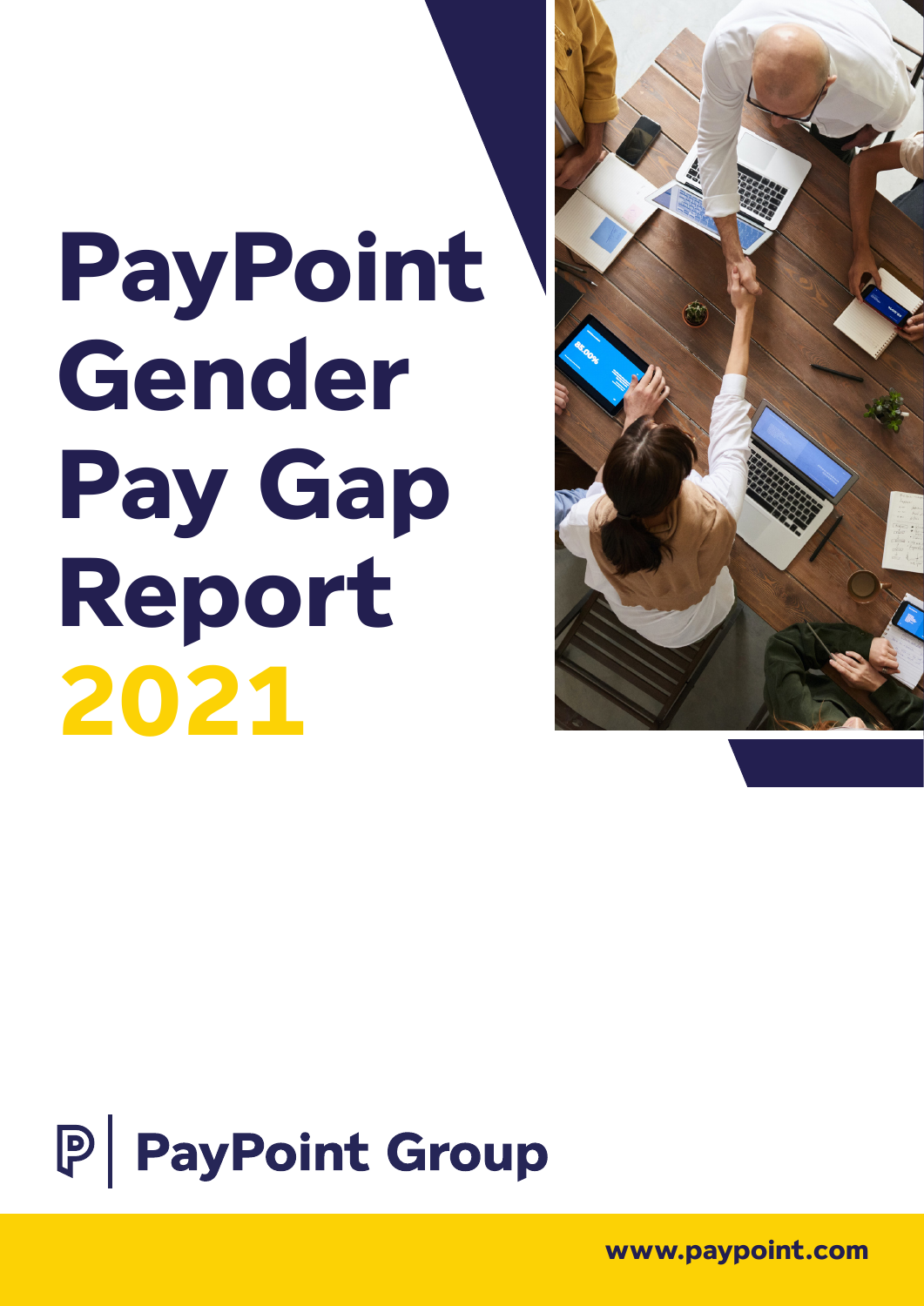# PayPoint Gender Pay Gap Report 2021

PayPoint Group

www.paypoint.com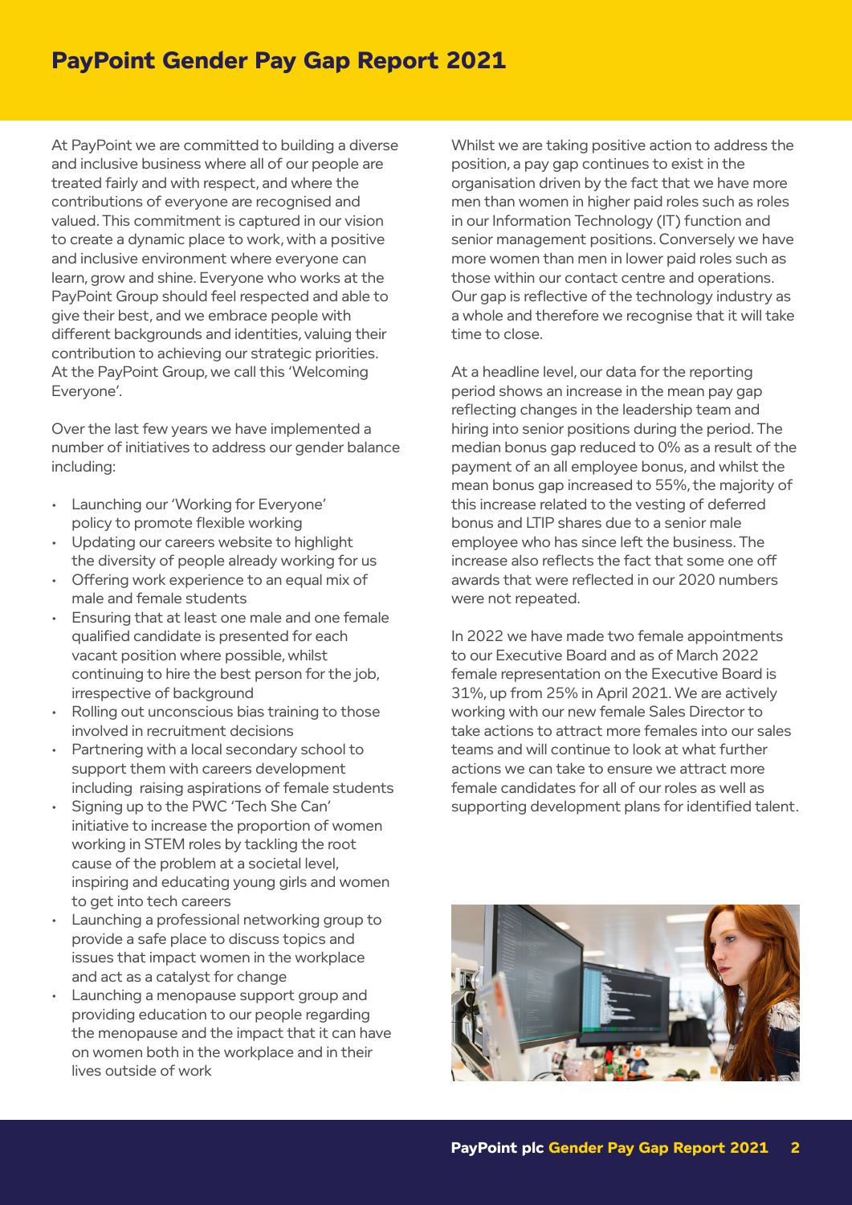# PayPoint Gender Pay Gap Report 2021

At PayPoint we are committed to building a diverse and inclusive business where all of our people are treated fairly and with respect, and where the contributions of everyone are recognised and valued. This commitment is captured in our vision to create a dynamic place to work, with a positive and inclusive environment where everyone can learn, grow and shine. Everyone who works at the PayPoint Group should feel respected and able to give their best, and we embrace people with different backgrounds and identities, valuing their contribution to achieving our strategic priorities. At the PayPoint Group, we call this 'Welcoming Everyone'.

Over the last few years we have implemented a number of initiatives to address our gender balance including:

- Launching our 'Working for Everyone' policy to promote flexible working
- Updating our careers website to highlight the diversity of people already working for us
- Offering work experience to an equal mix of male and female students
- Ensuring that at least one male and one female qualified candidate is presented for each vacant position where possible, whilst continuing to hire the best person for the job, irrespective of background
- Rolling out unconscious bias training to those involved in recruitment decisions
- Partnering with a local secondary school to support them with careers development including raising aspirations of female students
- Signing up to the PWC 'Tech She Can' initiative to increase the proportion of women working in STEM roles by tackling the root cause of the problem at a societal level, inspiring and educating young girls and women to get into tech careers
- Launching a professional networking group to provide a safe place to discuss topics and issues that impact women in the workplace and act as a catalyst for change
- Launching a menopause support group and providing education to our people regarding the menopause and the impact that it can have on women both in the workplace and in their lives outside of work

Whilst we are taking positive action to address the position, a pay gap continues to exist in the organisation driven by the fact that we have more men than women in higher paid roles such as roles in our Information Technology (IT) function and senior management positions. Conversely we have more women than men in lower paid roles such as those within our contact centre and operations. Our gap is reflective of the technology industry as a whole and therefore we recognise that it will take time to close.

At a headline level, our data for the reporting period shows an increase in the mean pay gap reflecting changes in the leadership team and hiring into senior positions during the period. The median bonus gap reduced to 0% as a result of the payment of an all employee bonus, and whilst the mean bonus gap increased to 55%, the majority of this increase related to the vesting of deferred bonus and LTIP shares due to a senior male employee who has since left the business. The increase also reflects the fact that some one off awards that were reflected in our 2020 numbers were not repeated.

In 2022 we have made two female appointments to our Executive Board and as of March 2022 female representation on the Executive Board is 31%, up from 25% in April 2021. We are actively working with our new female Sales Director to take actions to attract more females into our sales teams and will continue to look at what further actions we can take to ensure we attract more female candidates for all of our roles as well as supporting development plans for identified talent.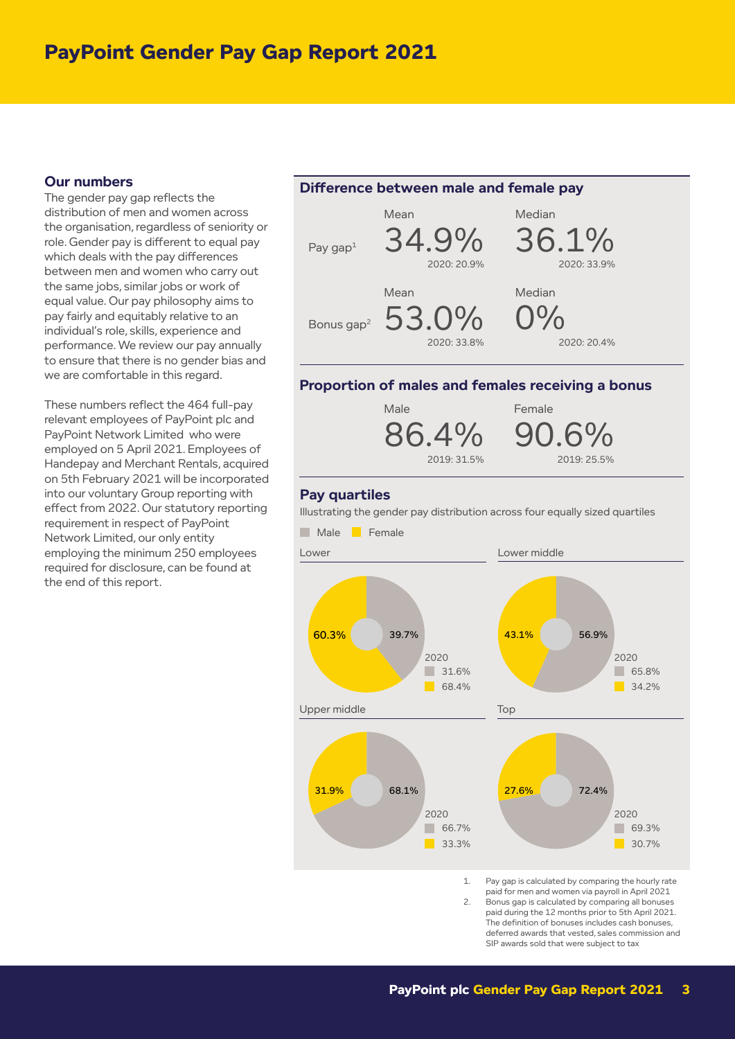# PayPoint Gender Pay Gap Report 2021

## Our numbers

The gender pay gap reflects the distribution of men and women across the organisation, regardless of seniority or role. Gender pay is different to equal pay which deals with the pay differences between men and women who carry out the same jobs, similar jobs or work of equal value. Our pay philosophy aims to pay fairly and equitably relative to an individual's role, skills, experience and performance. We review our pay annually to ensure that there is no gender bias and we are comfortable in this regard.

These numbers reflect the 464 full-pay relevant employees of PayPoint plc and PayPoint Network Limited who were employed on 5 April 2021. Employees of Handepay and Merchant Rentals, acquired on 5th February 2021 will be incorporated into our voluntary Group reporting with effect from 2022. Our statutory reporting requirement in respect of PayPoint Network Limited, our only entity employing the minimum 250 employees required for disclosure, can be found at the end of this report.

### Difference between male and female pay

| | Mean | Median |
|---|---|---|
| Pay gap[1] | 34.9% (2020: 20.9%) | 36.1% (2020: 33.9%) |
| Bonus gap[2] | 53.0% (2020: 33.8%) | 0% (2020: 20.4%) |

### Proportion of males and females receiving a bonus

| Male | Female |
|---|---|
| 86.4% (2019: 31.5%) | 90.6% (2019: 25.5%) |

### Pay quartiles

Illustrating the gender pay distribution across four equally sized quartiles

| Quartile | Male | Female | 2020 Male | 2020 Female |
|---|---|---|---|---|
| Lower | 39.7% | 60.3% | 31.6% | 68.4% |
| Lower middle | 56.9% | 43.1% | 65.8% | 34.2% |
| Upper middle | 68.1% | 31.9% | 66.7% | 33.3% |
| Top | 72.4% | 27.6% | 69.3% | 30.7% |

1. Pay gap is calculated by comparing the hourly rate paid for men and women via payroll in April 2021
2. Bonus gap is calculated by comparing all bonuses paid during the 12 months prior to 5th April 2021. The definition of bonuses includes cash bonuses, deferred awards that vested, sales commission and SIP awards sold that were subject to tax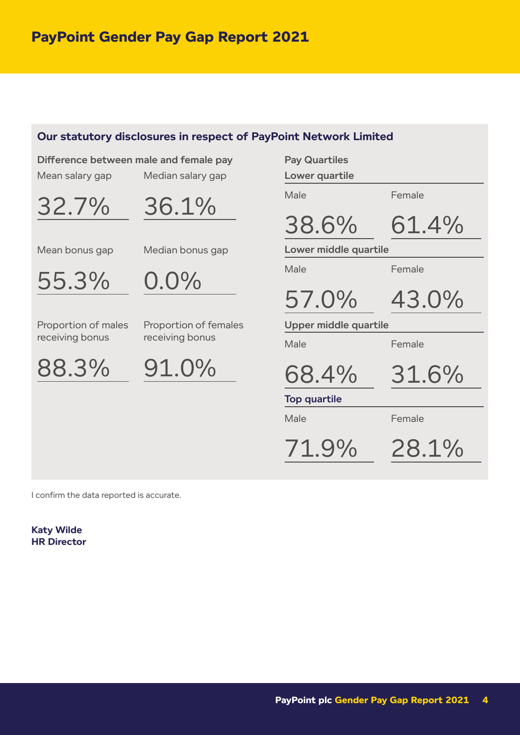# PayPoint Gender Pay Gap Report 2021

## Our statutory disclosures in respect of PayPoint Network Limited

### Difference between male and female pay

| Mean salary gap | Median salary gap |
|---|---|
| 32.7% | 36.1% |

| Mean bonus gap | Median bonus gap |
|---|---|
| 55.3% | 0.0% |

| Proportion of males receiving bonus | Proportion of females receiving bonus |
|---|---|
| 88.3% | 91.0% |

### Pay Quartiles

| Quartile | Male | Female |
|---|---|---|
| Lower quartile | 38.6% | 61.4% |
| Lower middle quartile | 57.0% | 43.0% |
| Upper middle quartile | 68.4% | 31.6% |
| Top quartile | 71.9% | 28.1% |

I confirm the data reported is accurate.

**Katy Wilde**
**HR Director**